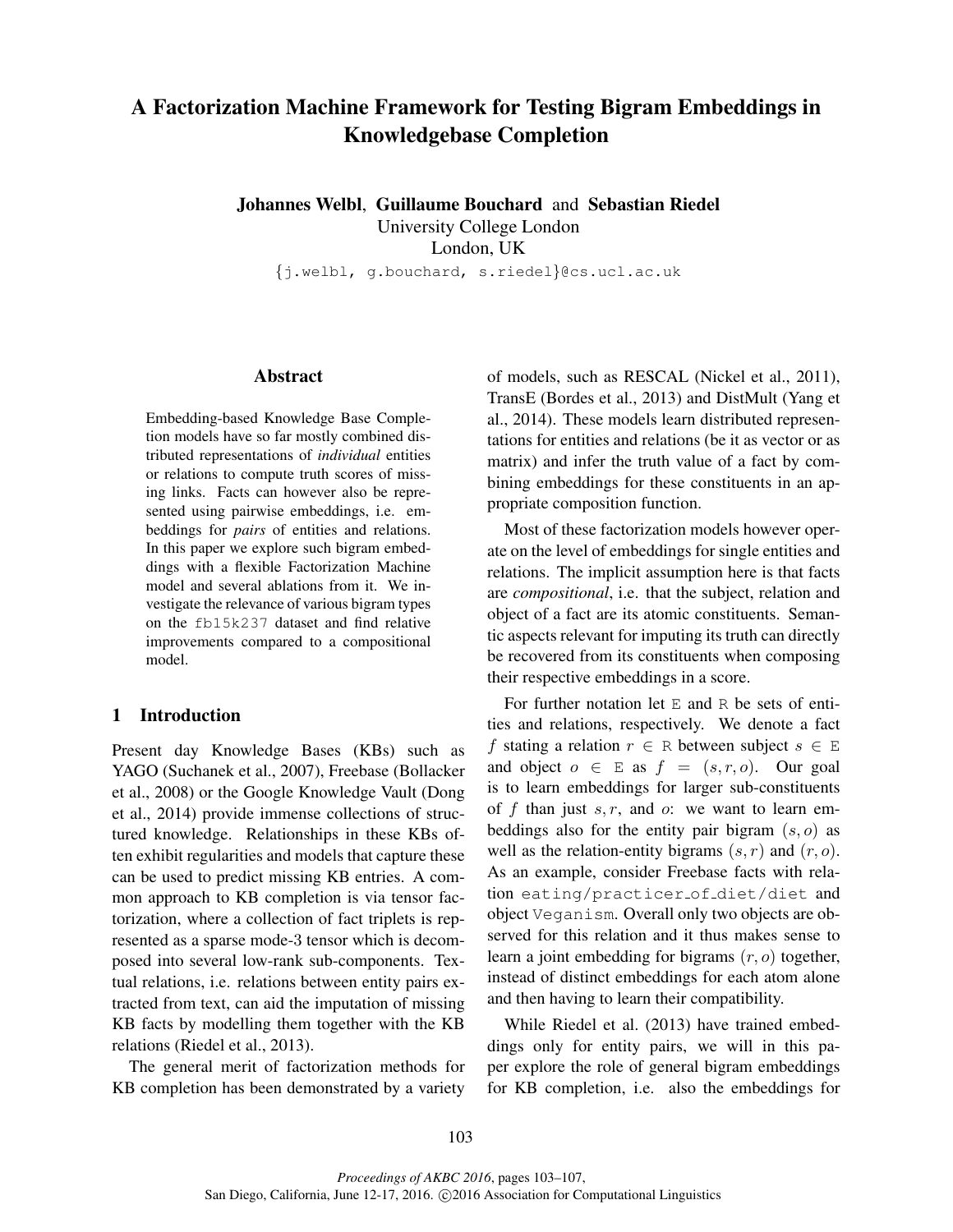# A Factorization Machine Framework for Testing Bigram Embeddings in Knowledgebase Completion

**Johannes Welbl, Guillaume Bouchard and Sebastian Riedel**
University College London
London, UK
{j.welbl, g.bouchard, s.riedel}@cs.ucl.ac.uk

## Abstract

Embedding-based Knowledge Base Completion models have so far mostly combined distributed representations of *individual* entities or relations to compute truth scores of missing links. Facts can however also be represented using pairwise embeddings, i.e. embeddings for *pairs* of entities and relations. In this paper we explore such bigram embeddings with a flexible Factorization Machine model and several ablations from it. We investigate the relevance of various bigram types on the `fb15k237` dataset and find relative improvements compared to a compositional model.

## 1 Introduction

Present day Knowledge Bases (KBs) such as YAGO (Suchanek et al., 2007), Freebase (Bollacker et al., 2008) or the Google Knowledge Vault (Dong et al., 2014) provide immense collections of structured knowledge. Relationships in these KBs often exhibit regularities and models that capture these can be used to predict missing KB entries. A common approach to KB completion is via tensor factorization, where a collection of fact triplets is represented as a sparse mode-3 tensor which is decomposed into several low-rank sub-components. Textual relations, i.e. relations between entity pairs extracted from text, can aid the imputation of missing KB facts by modelling them together with the KB relations (Riedel et al., 2013).

The general merit of factorization methods for KB completion has been demonstrated by a variety of models, such as RESCAL (Nickel et al., 2011), TransE (Bordes et al., 2013) and DistMult (Yang et al., 2014). These models learn distributed representations for entities and relations (be it as vector or as matrix) and infer the truth value of a fact by combining embeddings for these constituents in an appropriate composition function.

Most of these factorization models however operate on the level of embeddings for single entities and relations. The implicit assumption here is that facts are *compositional*, i.e. that the subject, relation and object of a fact are its atomic constituents. Semantic aspects relevant for imputing its truth can directly be recovered from its constituents when composing their respective embeddings in a score.

For further notation let $\mathtt{E}$ and $\mathtt{R}$ be sets of entities and relations, respectively. We denote a fact $f$ stating a relation $r \in \mathtt{R}$ between subject $s \in \mathtt{E}$ and object $o \in \mathtt{E}$ as $f = (s, r, o)$. Our goal is to learn embeddings for larger sub-constituents of $f$ than just $s, r$, and $o$: we want to learn embeddings also for the entity pair bigram $(s, o)$ as well as the relation-entity bigrams $(s, r)$ and $(r, o)$. As an example, consider Freebase facts with relation `eating/practicer_of_diet/diet` and object `Veganism`. Overall only two objects are observed for this relation and it thus makes sense to learn a joint embedding for bigrams $(r, o)$ together, instead of distinct embeddings for each atom alone and then having to learn their compatibility.

While Riedel et al. (2013) have trained embeddings only for entity pairs, we will in this paper explore the role of general bigram embeddings for KB completion, i.e. also the embeddings for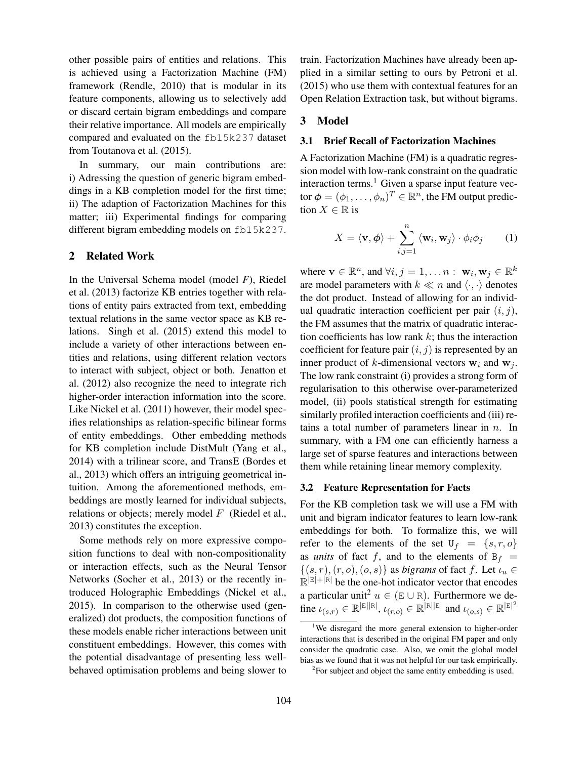other possible pairs of entities and relations. This is achieved using a Factorization Machine (FM) framework (Rendle, 2010) that is modular in its feature components, allowing us to selectively add or discard certain bigram embeddings and compare their relative importance. All models are empirically compared and evaluated on the fb15k237 dataset from Toutanova et al. (2015).

In summary, our main contributions are: i) Adressing the question of generic bigram embeddings in a KB completion model for the first time; ii) The adaption of Factorization Machines for this matter; iii) Experimental findings for comparing different bigram embedding models on fb15k237.

## 2 Related Work

In the Universal Schema model (model *F*), Riedel et al. (2013) factorize KB entries together with relations of entity pairs extracted from text, embedding textual relations in the same vector space as KB relations. Singh et al. (2015) extend this model to include a variety of other interactions between entities and relations, using different relation vectors to interact with subject, object or both. Jenatton et al. (2012) also recognize the need to integrate rich higher-order interaction information into the score. Like Nickel et al. (2011) however, their model specifies relationships as relation-specific bilinear forms of entity embeddings. Other embedding methods for KB completion include DistMult (Yang et al., 2014) with a trilinear score, and TransE (Bordes et al., 2013) which offers an intriguing geometrical intuition. Among the aforementioned methods, embeddings are mostly learned for individual subjects, relations or objects; merely model $F$ (Riedel et al., 2013) constitutes the exception.

Some methods rely on more expressive composition functions to deal with non-compositionality or interaction effects, such as the Neural Tensor Networks (Socher et al., 2013) or the recently introduced Holographic Embeddings (Nickel et al., 2015). In comparison to the otherwise used (generalized) dot products, the composition functions of these models enable richer interactions between unit constituent embeddings. However, this comes with the potential disadvantage of presenting less well-behaved optimisation problems and being slower to train. Factorization Machines have already been applied in a similar setting to ours by Petroni et al. (2015) who use them with contextual features for an Open Relation Extraction task, but without bigrams.

## 3 Model

### 3.1 Brief Recall of Factorization Machines

A Factorization Machine (FM) is a quadratic regression model with low-rank constraint on the quadratic interaction terms.[1] Given a sparse input feature vector $\boldsymbol{\phi} = (\phi_1, \ldots, \phi_n)^T \in \mathbb{R}^n$, the FM output prediction $X \in \mathbb{R}$ is

$$X = \langle \mathbf{v}, \boldsymbol{\phi} \rangle + \sum_{i,j=1}^{n} \langle \mathbf{w}_i, \mathbf{w}_j \rangle \cdot \phi_i \phi_j \qquad (1)$$

where $\mathbf{v} \in \mathbb{R}^n$, and $\forall i, j = 1, \ldots n : \mathbf{w}_i, \mathbf{w}_j \in \mathbb{R}^k$ are model parameters with $k \ll n$ and $\langle \cdot, \cdot \rangle$ denotes the dot product. Instead of allowing for an individual quadratic interaction coefficient per pair $(i, j)$, the FM assumes that the matrix of quadratic interaction coefficients has low rank $k$; thus the interaction coefficient for feature pair $(i, j)$ is represented by an inner product of $k$-dimensional vectors $\mathbf{w}_i$ and $\mathbf{w}_j$. The low rank constraint (i) provides a strong form of regularisation to this otherwise over-parameterized model, (ii) pools statistical strength for estimating similarly profiled interaction coefficients and (iii) retains a total number of parameters linear in $n$. In summary, with a FM one can efficiently harness a large set of sparse features and interactions between them while retaining linear memory complexity.

### 3.2 Feature Representation for Facts

For the KB completion task we will use a FM with unit and bigram indicator features to learn low-rank embeddings for both. To formalize this, we will refer to the elements of the set $\mathtt{U}_f = \{s, r, o\}$ as *units* of fact $f$, and to the elements of $\mathtt{B}_f = \{(s, r), (r, o), (o, s)\}$ as *bigrams* of fact $f$. Let $\iota_u \in \mathbb{R}^{|\mathbb{E}|+|\mathbb{R}|}$ be the one-hot indicator vector that encodes a particular unit[2] $u \in (\mathbb{E} \cup \mathbb{R})$. Furthermore we define $\iota_{(s,r)} \in \mathbb{R}^{|\mathbb{E}||\mathbb{R}|}$, $\iota_{(r,o)} \in \mathbb{R}^{|\mathbb{R}||\mathbb{E}|}$ and $\iota_{(o,s)} \in \mathbb{R}^{|\mathbb{E}|^2}$

[1] We disregard the more general extension to higher-order interactions that is described in the original FM paper and only consider the quadratic case. Also, we omit the global model bias as we found that it was not helpful for our task empirically.

[2] For subject and object the same entity embedding is used.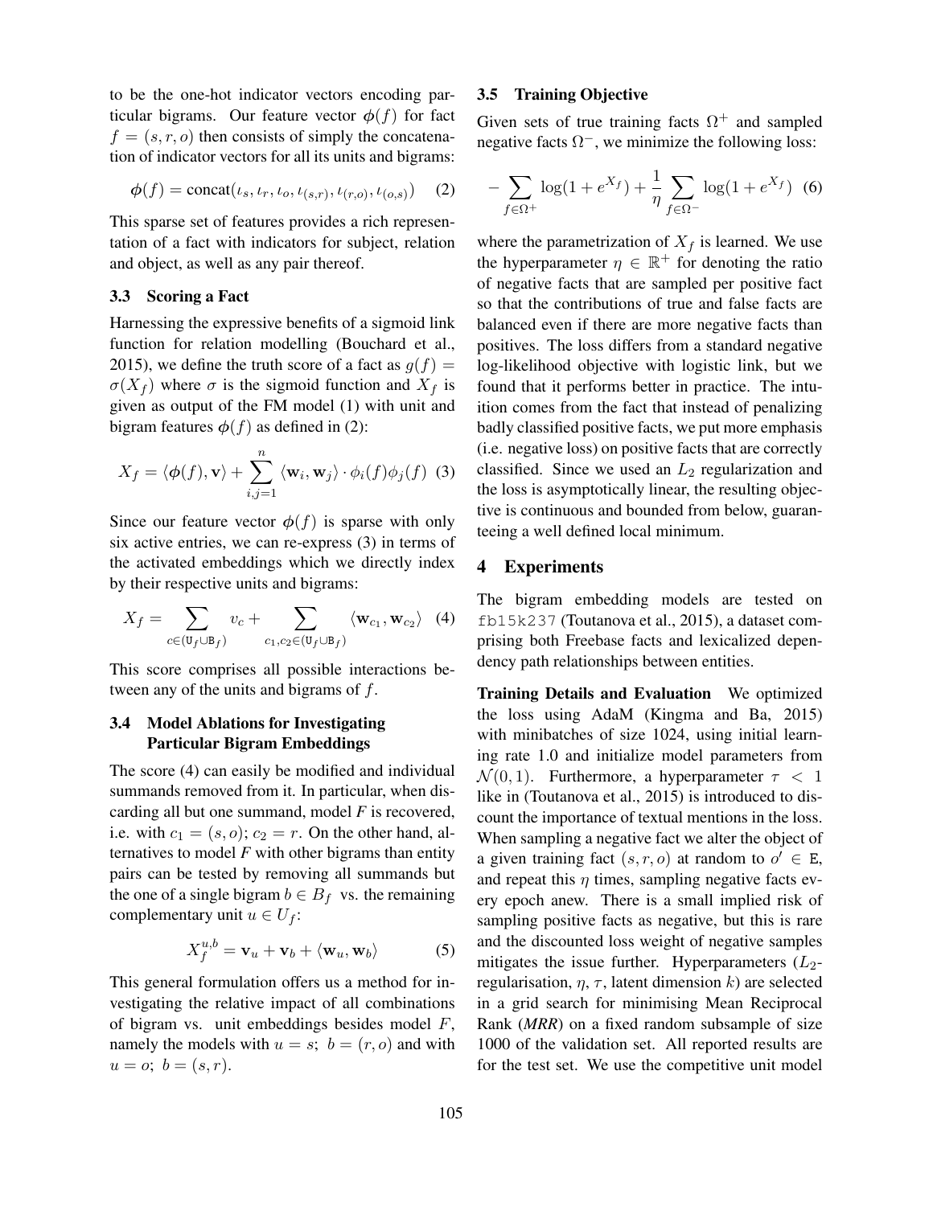to be the one-hot indicator vectors encoding particular bigrams. Our feature vector $\boldsymbol{\phi}(f)$ for fact $f = (s, r, o)$ then consists of simply the concatenation of indicator vectors for all its units and bigrams:

$$\boldsymbol{\phi}(f) = \text{concat}(\iota_s, \iota_r, \iota_o, \iota_{(s,r)}, \iota_{(r,o)}, \iota_{(o,s)}) \quad (2)$$

This sparse set of features provides a rich representation of a fact with indicators for subject, relation and object, as well as any pair thereof.

### 3.3 Scoring a Fact

Harnessing the expressive benefits of a sigmoid link function for relation modelling (Bouchard et al., 2015), we define the truth score of a fact as $g(f) = \sigma(X_f)$ where $\sigma$ is the sigmoid function and $X_f$ is given as output of the FM model (1) with unit and bigram features $\boldsymbol{\phi}(f)$ as defined in (2):

$$X_f = \langle \boldsymbol{\phi}(f), \mathbf{v} \rangle + \sum_{i,j=1}^{n} \langle \mathbf{w}_i, \mathbf{w}_j \rangle \cdot \phi_i(f)\phi_j(f) \quad (3)$$

Since our feature vector $\boldsymbol{\phi}(f)$ is sparse with only six active entries, we can re-express (3) in terms of the activated embeddings which we directly index by their respective units and bigrams:

$$X_f = \sum_{c \in (\mathtt{U}_f \cup \mathtt{B}_f)} v_c + \sum_{c_1, c_2 \in (\mathtt{U}_f \cup \mathtt{B}_f)} \langle \mathbf{w}_{c_1}, \mathbf{w}_{c_2} \rangle \quad (4)$$

This score comprises all possible interactions between any of the units and bigrams of $f$.

### 3.4 Model Ablations for Investigating Particular Bigram Embeddings

The score (4) can easily be modified and individual summands removed from it. In particular, when discarding all but one summand, model *F* is recovered, i.e. with $c_1 = (s, o)$; $c_2 = r$. On the other hand, alternatives to model *F* with other bigrams than entity pairs can be tested by removing all summands but the one of a single bigram $b \in B_f$ vs. the remaining complementary unit $u \in U_f$:

$$X_f^{u,b} = \mathbf{v}_u + \mathbf{v}_b + \langle \mathbf{w}_u, \mathbf{w}_b \rangle \quad (5)$$

This general formulation offers us a method for investigating the relative impact of all combinations of bigram vs. unit embeddings besides model *F*, namely the models with $u = s$; $b = (r, o)$ and with $u = o$; $b = (s, r)$.

### 3.5 Training Objective

Given sets of true training facts $\Omega^+$ and sampled negative facts $\Omega^-$, we minimize the following loss:

$$-\sum_{f \in \Omega^+} \log(1 + e^{X_f}) + \frac{1}{\eta} \sum_{f \in \Omega^-} \log(1 + e^{X_f}) \quad (6)$$

where the parametrization of $X_f$ is learned. We use the hyperparameter $\eta \in \mathbb{R}^+$ for denoting the ratio of negative facts that are sampled per positive fact so that the contributions of true and false facts are balanced even if there are more negative facts than positives. The loss differs from a standard negative log-likelihood objective with logistic link, but we found that it performs better in practice. The intuition comes from the fact that instead of penalizing badly classified positive facts, we put more emphasis (i.e. negative loss) on positive facts that are correctly classified. Since we used an $L_2$ regularization and the loss is asymptotically linear, the resulting objective is continuous and bounded from below, guaranteeing a well defined local minimum.

## 4 Experiments

The bigram embedding models are tested on `fb15k237` (Toutanova et al., 2015), a dataset comprising both Freebase facts and lexicalized dependency path relationships between entities.

**Training Details and Evaluation** We optimized the loss using AdaM (Kingma and Ba, 2015) with minibatches of size 1024, using initial learning rate 1.0 and initialize model parameters from $\mathcal{N}(0, 1)$. Furthermore, a hyperparameter $\tau < 1$ like in (Toutanova et al., 2015) is introduced to discount the importance of textual mentions in the loss. When sampling a negative fact we alter the object of a given training fact $(s, r, o)$ at random to $o' \in \mathtt{E}$, and repeat this $\eta$ times, sampling negative facts every epoch anew. There is a small implied risk of sampling positive facts as negative, but this is rare and the discounted loss weight of negative samples mitigates the issue further. Hyperparameters ($L_2$-regularisation, $\eta$, $\tau$, latent dimension $k$) are selected in a grid search for minimising Mean Reciprocal Rank (*MRR*) on a fixed random subsample of size 1000 of the validation set. All reported results are for the test set. We use the competitive unit model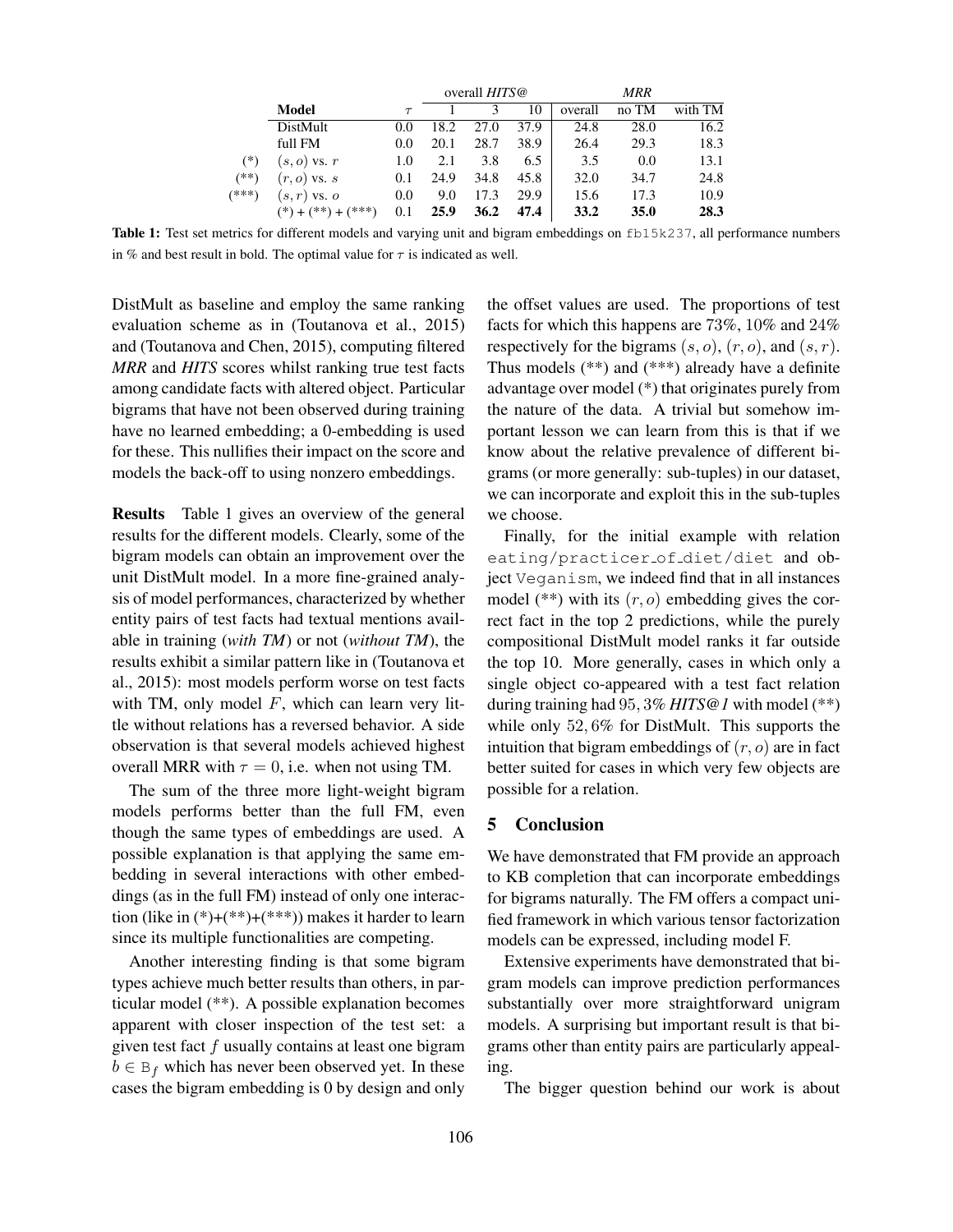| | Model | $\tau$ | overall *HITS@* 1 | 3 | 10 | *MRR* overall | no TM | with TM |
|---|---|---|---|---|---|---|---|---|
| | DistMult | 0.0 | 18.2 | 27.0 | 37.9 | 24.8 | 28.0 | 16.2 |
| | full FM | 0.0 | 20.1 | 28.7 | 38.9 | 26.4 | 29.3 | 18.3 |
| (*) | $(s, o)$ vs. $r$ | 1.0 | 2.1 | 3.8 | 6.5 | 3.5 | 0.0 | 13.1 |
| (**) | $(r, o)$ vs. $s$ | 0.1 | 24.9 | 34.8 | 45.8 | 32.0 | 34.7 | 24.8 |
| (***) | $(s, r)$ vs. $o$ | 0.0 | 9.0 | 17.3 | 29.9 | 15.6 | 17.3 | 10.9 |
| | (*) + (**) + (***) | 0.1 | **25.9** | **36.2** | **47.4** | **33.2** | **35.0** | **28.3** |

**Table 1:** Test set metrics for different models and varying unit and bigram embeddings on fb15k237, all performance numbers in % and best result in bold. The optimal value for $\tau$ is indicated as well.

DistMult as baseline and employ the same ranking evaluation scheme as in (Toutanova et al., 2015) and (Toutanova and Chen, 2015), computing filtered *MRR* and *HITS* scores whilst ranking true test facts among candidate facts with altered object. Particular bigrams that have not been observed during training have no learned embedding; a 0-embedding is used for these. This nullifies their impact on the score and models the back-off to using nonzero embeddings.

**Results** Table 1 gives an overview of the general results for the different models. Clearly, some of the bigram models can obtain an improvement over the unit DistMult model. In a more fine-grained analysis of model performances, characterized by whether entity pairs of test facts had textual mentions available in training (*with TM*) or not (*without TM*), the results exhibit a similar pattern like in (Toutanova et al., 2015): most models perform worse on test facts with TM, only model $F$, which can learn very little without relations has a reversed behavior. A side observation is that several models achieved highest overall MRR with $\tau = 0$, i.e. when not using TM.

The sum of the three more light-weight bigram models performs better than the full FM, even though the same types of embeddings are used. A possible explanation is that applying the same embedding in several interactions with other embeddings (as in the full FM) instead of only one interaction (like in (*)+(**)+(***)) makes it harder to learn since its multiple functionalities are competing.

Another interesting finding is that some bigram types achieve much better results than others, in particular model (**). A possible explanation becomes apparent with closer inspection of the test set: a given test fact $f$ usually contains at least one bigram $b \in \mathbb{B}_f$ which has never been observed yet. In these cases the bigram embedding is 0 by design and only the offset values are used. The proportions of test facts for which this happens are 73%, 10% and 24% respectively for the bigrams $(s, o)$, $(r, o)$, and $(s, r)$. Thus models (**) and (***) already have a definite advantage over model (*) that originates purely from the nature of the data. A trivial but somehow important lesson we can learn from this is that if we know about the relative prevalence of different bigrams (or more generally: sub-tuples) in our dataset, we can incorporate and exploit this in the sub-tuples we choose.

Finally, for the initial example with relation eating/practicer_of_diet/diet and object Veganism, we indeed find that in all instances model (**) with its $(r, o)$ embedding gives the correct fact in the top 2 predictions, while the purely compositional DistMult model ranks it far outside the top 10. More generally, cases in which only a single object co-appeared with a test fact relation during training had $95,3\%$ *HITS@1* with model (**) while only $52,6\%$ for DistMult. This supports the intuition that bigram embeddings of $(r, o)$ are in fact better suited for cases in which very few objects are possible for a relation.

## 5 Conclusion

We have demonstrated that FM provide an approach to KB completion that can incorporate embeddings for bigrams naturally. The FM offers a compact unified framework in which various tensor factorization models can be expressed, including model F.

Extensive experiments have demonstrated that bigram models can improve prediction performances substantially over more straightforward unigram models. A surprising but important result is that bigrams other than entity pairs are particularly appealing.

The bigger question behind our work is about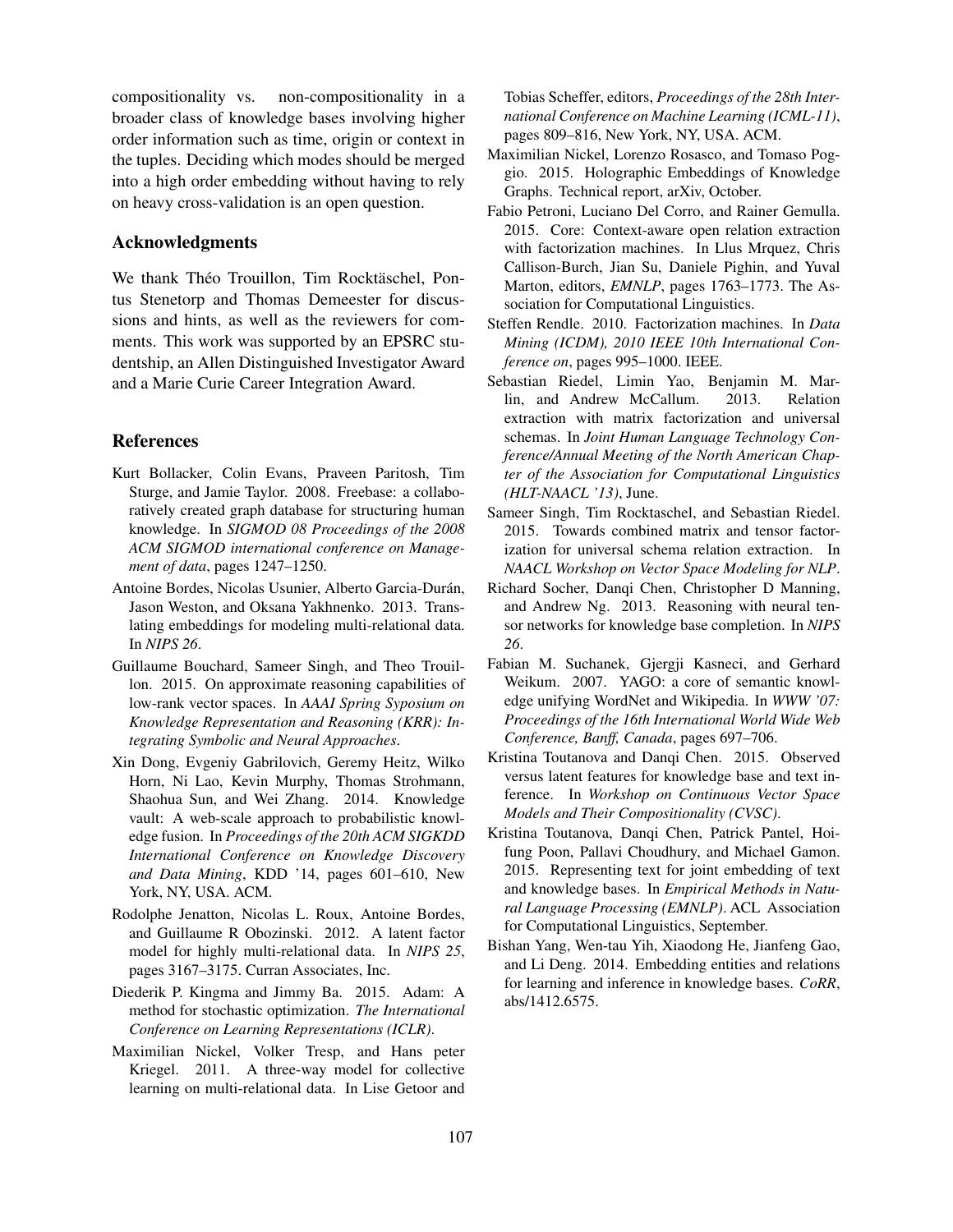compositionality vs. non-compositionality in a broader class of knowledge bases involving higher order information such as time, origin or context in the tuples. Deciding which modes should be merged into a high order embedding without having to rely on heavy cross-validation is an open question.

## Acknowledgments

We thank Théo Trouillon, Tim Rocktäschel, Pontus Stenetorp and Thomas Demeester for discussions and hints, as well as the reviewers for comments. This work was supported by an EPSRC studentship, an Allen Distinguished Investigator Award and a Marie Curie Career Integration Award.

## References

Kurt Bollacker, Colin Evans, Praveen Paritosh, Tim Sturge, and Jamie Taylor. 2008. Freebase: a collaboratively created graph database for structuring human knowledge. In *SIGMOD 08 Proceedings of the 2008 ACM SIGMOD international conference on Management of data*, pages 1247–1250.

Antoine Bordes, Nicolas Usunier, Alberto Garcia-Durán, Jason Weston, and Oksana Yakhnenko. 2013. Translating embeddings for modeling multi-relational data. In *NIPS 26*.

Guillaume Bouchard, Sameer Singh, and Theo Trouillon. 2015. On approximate reasoning capabilities of low-rank vector spaces. In *AAAI Spring Syposium on Knowledge Representation and Reasoning (KRR): Integrating Symbolic and Neural Approaches*.

Xin Dong, Evgeniy Gabrilovich, Geremy Heitz, Wilko Horn, Ni Lao, Kevin Murphy, Thomas Strohmann, Shaohua Sun, and Wei Zhang. 2014. Knowledge vault: A web-scale approach to probabilistic knowledge fusion. In *Proceedings of the 20th ACM SIGKDD International Conference on Knowledge Discovery and Data Mining*, KDD '14, pages 601–610, New York, NY, USA. ACM.

Rodolphe Jenatton, Nicolas L. Roux, Antoine Bordes, and Guillaume R Obozinski. 2012. A latent factor model for highly multi-relational data. In *NIPS 25*, pages 3167–3175. Curran Associates, Inc.

Diederik P. Kingma and Jimmy Ba. 2015. Adam: A method for stochastic optimization. *The International Conference on Learning Representations (ICLR)*.

Maximilian Nickel, Volker Tresp, and Hans peter Kriegel. 2011. A three-way model for collective learning on multi-relational data. In Lise Getoor and Tobias Scheffer, editors, *Proceedings of the 28th International Conference on Machine Learning (ICML-11)*, pages 809–816, New York, NY, USA. ACM.

Maximilian Nickel, Lorenzo Rosasco, and Tomaso Poggio. 2015. Holographic Embeddings of Knowledge Graphs. Technical report, arXiv, October.

Fabio Petroni, Luciano Del Corro, and Rainer Gemulla. 2015. Core: Context-aware open relation extraction with factorization machines. In Llus Mrquez, Chris Callison-Burch, Jian Su, Daniele Pighin, and Yuval Marton, editors, *EMNLP*, pages 1763–1773. The Association for Computational Linguistics.

Steffen Rendle. 2010. Factorization machines. In *Data Mining (ICDM), 2010 IEEE 10th International Conference on*, pages 995–1000. IEEE.

Sebastian Riedel, Limin Yao, Benjamin M. Marlin, and Andrew McCallum. 2013. Relation extraction with matrix factorization and universal schemas. In *Joint Human Language Technology Conference/Annual Meeting of the North American Chapter of the Association for Computational Linguistics (HLT-NAACL '13)*, June.

Sameer Singh, Tim Rocktaschel, and Sebastian Riedel. 2015. Towards combined matrix and tensor factorization for universal schema relation extraction. In *NAACL Workshop on Vector Space Modeling for NLP*.

Richard Socher, Danqi Chen, Christopher D Manning, and Andrew Ng. 2013. Reasoning with neural tensor networks for knowledge base completion. In *NIPS 26*.

Fabian M. Suchanek, Gjergji Kasneci, and Gerhard Weikum. 2007. YAGO: a core of semantic knowledge unifying WordNet and Wikipedia. In *WWW '07: Proceedings of the 16th International World Wide Web Conference, Banff, Canada*, pages 697–706.

Kristina Toutanova and Danqi Chen. 2015. Observed versus latent features for knowledge base and text inference. In *Workshop on Continuous Vector Space Models and Their Compositionality (CVSC)*.

Kristina Toutanova, Danqi Chen, Patrick Pantel, Hoifung Poon, Pallavi Choudhury, and Michael Gamon. 2015. Representing text for joint embedding of text and knowledge bases. In *Empirical Methods in Natural Language Processing (EMNLP)*. ACL Association for Computational Linguistics, September.

Bishan Yang, Wen-tau Yih, Xiaodong He, Jianfeng Gao, and Li Deng. 2014. Embedding entities and relations for learning and inference in knowledge bases. *CoRR*, abs/1412.6575.